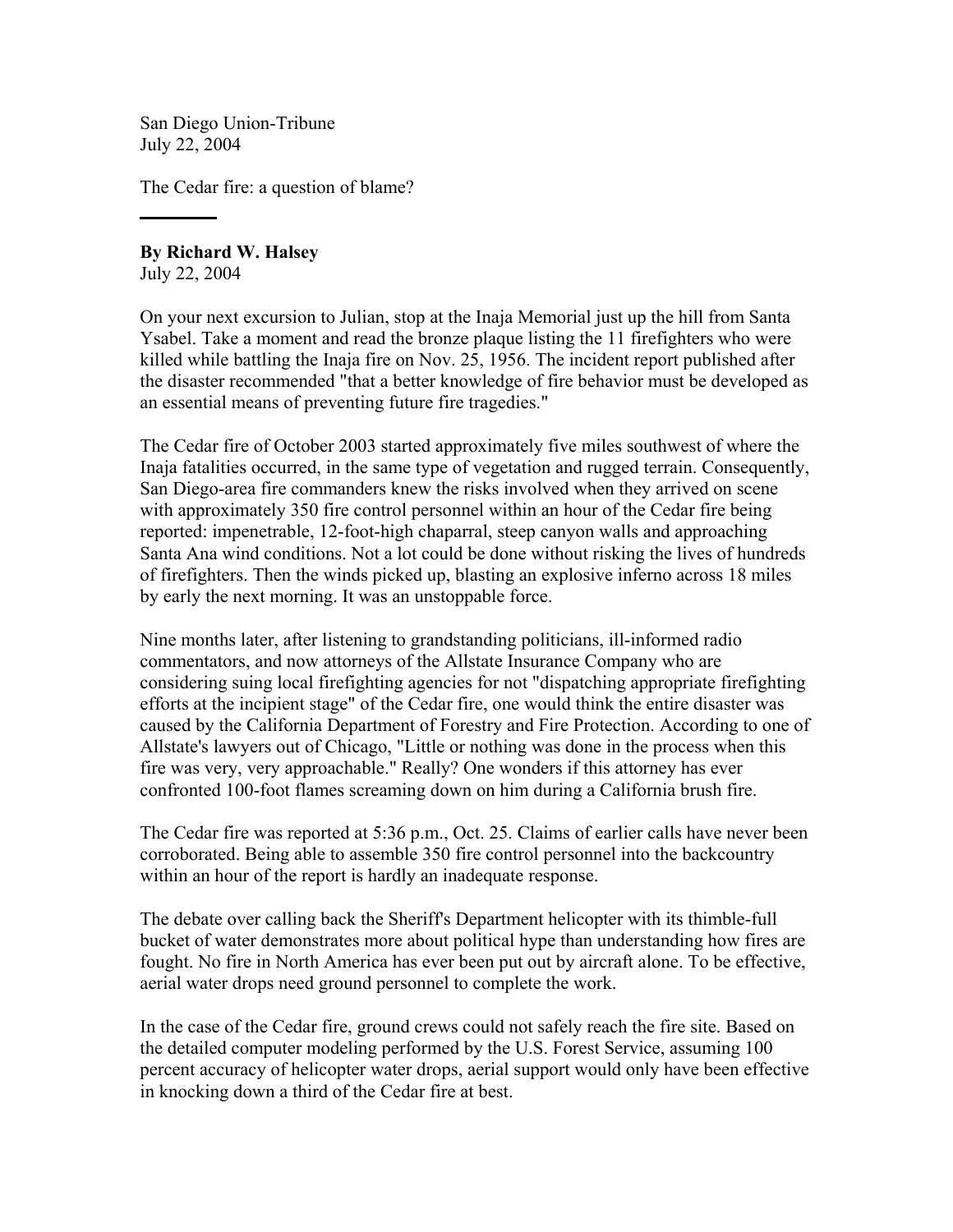San Diego Union-Tribune
July 22, 2004

The Cedar fire: a question of blame?

---

**By Richard W. Halsey**
July 22, 2004

On your next excursion to Julian, stop at the Inaja Memorial just up the hill from Santa Ysabel. Take a moment and read the bronze plaque listing the 11 firefighters who were killed while battling the Inaja fire on Nov. 25, 1956. The incident report published after the disaster recommended "that a better knowledge of fire behavior must be developed as an essential means of preventing future fire tragedies."

The Cedar fire of October 2003 started approximately five miles southwest of where the Inaja fatalities occurred, in the same type of vegetation and rugged terrain. Consequently, San Diego-area fire commanders knew the risks involved when they arrived on scene with approximately 350 fire control personnel within an hour of the Cedar fire being reported: impenetrable, 12-foot-high chaparral, steep canyon walls and approaching Santa Ana wind conditions. Not a lot could be done without risking the lives of hundreds of firefighters. Then the winds picked up, blasting an explosive inferno across 18 miles by early the next morning. It was an unstoppable force.

Nine months later, after listening to grandstanding politicians, ill-informed radio commentators, and now attorneys of the Allstate Insurance Company who are considering suing local firefighting agencies for not "dispatching appropriate firefighting efforts at the incipient stage" of the Cedar fire, one would think the entire disaster was caused by the California Department of Forestry and Fire Protection. According to one of Allstate's lawyers out of Chicago, "Little or nothing was done in the process when this fire was very, very approachable." Really? One wonders if this attorney has ever confronted 100-foot flames screaming down on him during a California brush fire.

The Cedar fire was reported at 5:36 p.m., Oct. 25. Claims of earlier calls have never been corroborated. Being able to assemble 350 fire control personnel into the backcountry within an hour of the report is hardly an inadequate response.

The debate over calling back the Sheriff's Department helicopter with its thimble-full bucket of water demonstrates more about political hype than understanding how fires are fought. No fire in North America has ever been put out by aircraft alone. To be effective, aerial water drops need ground personnel to complete the work.

In the case of the Cedar fire, ground crews could not safely reach the fire site. Based on the detailed computer modeling performed by the U.S. Forest Service, assuming 100 percent accuracy of helicopter water drops, aerial support would only have been effective in knocking down a third of the Cedar fire at best.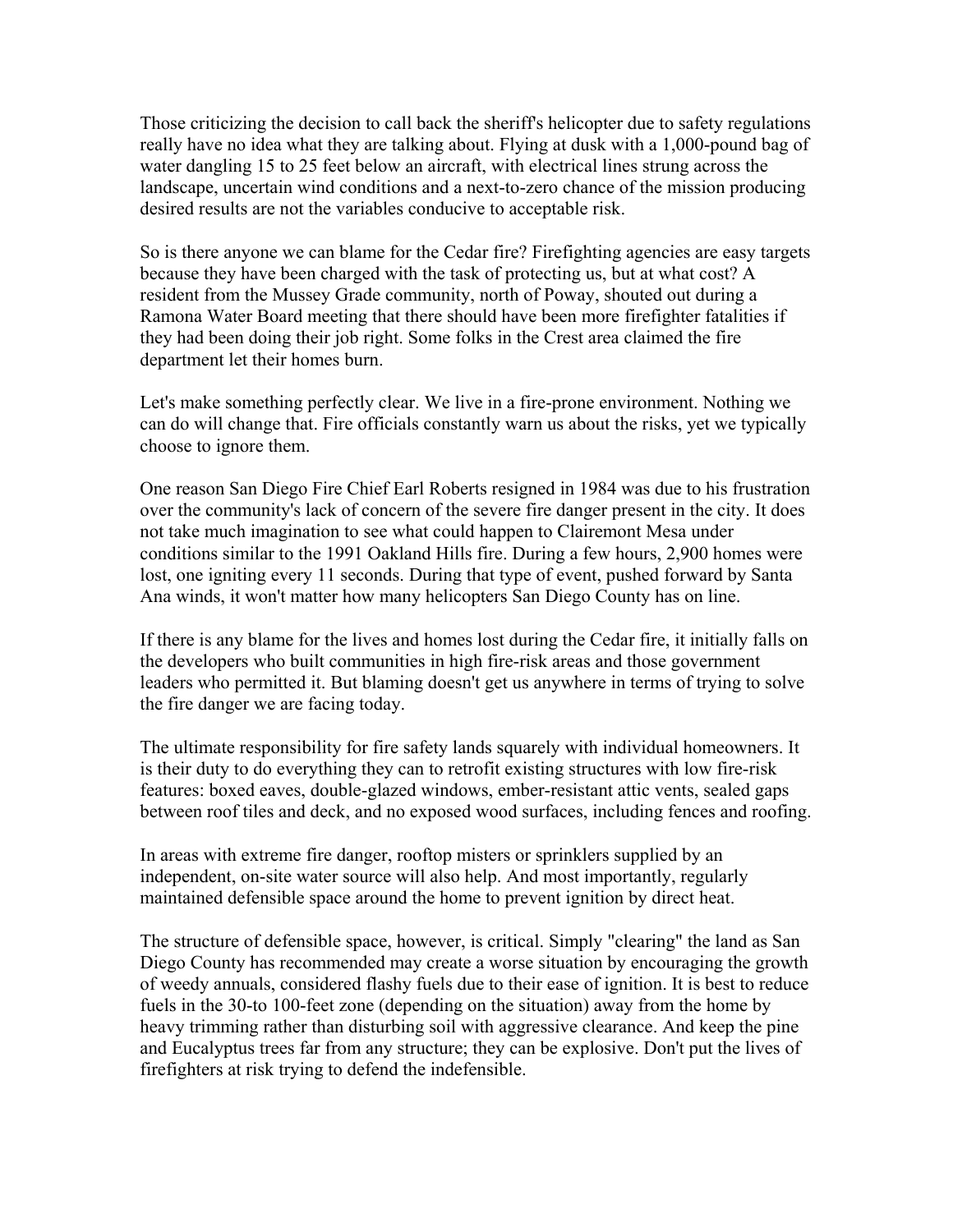Those criticizing the decision to call back the sheriff's helicopter due to safety regulations really have no idea what they are talking about. Flying at dusk with a 1,000-pound bag of water dangling 15 to 25 feet below an aircraft, with electrical lines strung across the landscape, uncertain wind conditions and a next-to-zero chance of the mission producing desired results are not the variables conducive to acceptable risk.

So is there anyone we can blame for the Cedar fire? Firefighting agencies are easy targets because they have been charged with the task of protecting us, but at what cost? A resident from the Mussey Grade community, north of Poway, shouted out during a Ramona Water Board meeting that there should have been more firefighter fatalities if they had been doing their job right. Some folks in the Crest area claimed the fire department let their homes burn.

Let's make something perfectly clear. We live in a fire-prone environment. Nothing we can do will change that. Fire officials constantly warn us about the risks, yet we typically choose to ignore them.

One reason San Diego Fire Chief Earl Roberts resigned in 1984 was due to his frustration over the community's lack of concern of the severe fire danger present in the city. It does not take much imagination to see what could happen to Clairemont Mesa under conditions similar to the 1991 Oakland Hills fire. During a few hours, 2,900 homes were lost, one igniting every 11 seconds. During that type of event, pushed forward by Santa Ana winds, it won't matter how many helicopters San Diego County has on line.

If there is any blame for the lives and homes lost during the Cedar fire, it initially falls on the developers who built communities in high fire-risk areas and those government leaders who permitted it. But blaming doesn't get us anywhere in terms of trying to solve the fire danger we are facing today.

The ultimate responsibility for fire safety lands squarely with individual homeowners. It is their duty to do everything they can to retrofit existing structures with low fire-risk features: boxed eaves, double-glazed windows, ember-resistant attic vents, sealed gaps between roof tiles and deck, and no exposed wood surfaces, including fences and roofing.

In areas with extreme fire danger, rooftop misters or sprinklers supplied by an independent, on-site water source will also help. And most importantly, regularly maintained defensible space around the home to prevent ignition by direct heat.

The structure of defensible space, however, is critical. Simply "clearing" the land as San Diego County has recommended may create a worse situation by encouraging the growth of weedy annuals, considered flashy fuels due to their ease of ignition. It is best to reduce fuels in the 30-to 100-feet zone (depending on the situation) away from the home by heavy trimming rather than disturbing soil with aggressive clearance. And keep the pine and Eucalyptus trees far from any structure; they can be explosive. Don't put the lives of firefighters at risk trying to defend the indefensible.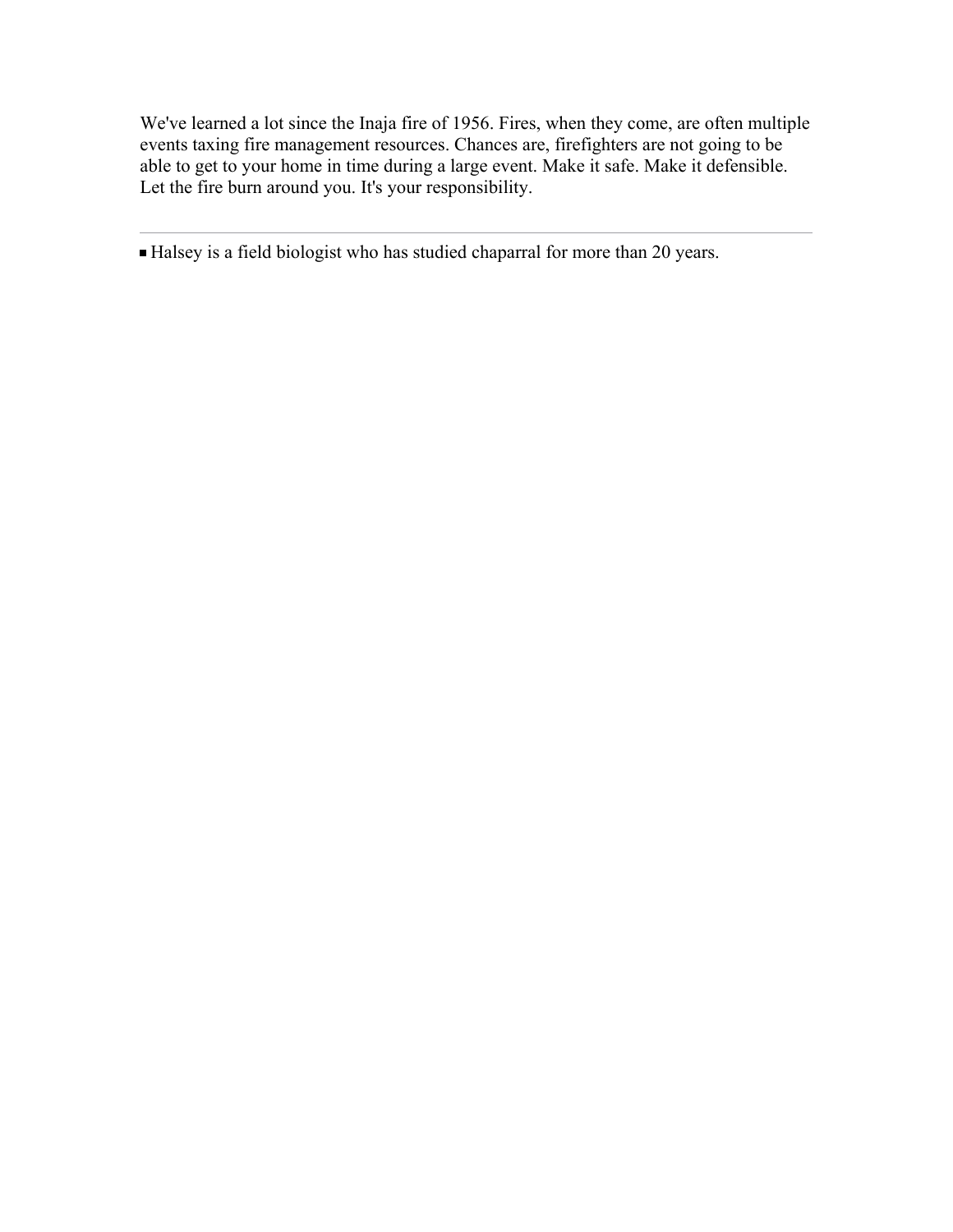We've learned a lot since the Inaja fire of 1956. Fires, when they come, are often multiple events taxing fire management resources. Chances are, firefighters are not going to be able to get to your home in time during a large event. Make it safe. Make it defensible. Let the fire burn around you. It's your responsibility.

---

- Halsey is a field biologist who has studied chaparral for more than 20 years.